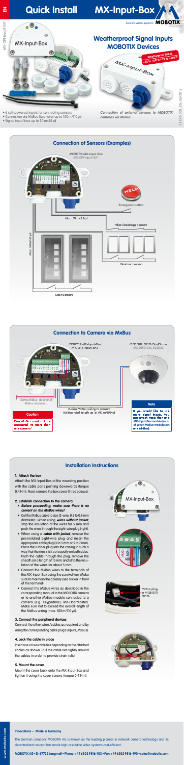# Quick Install

# MX-Input-Box

MX-OPT-Input1-EXT

## Weatherproof Signal Inputs MOBOTIX Devices

Weatherproof (IP65) -30 to +60°C/-22 to +140°F

- 6 self-powered inputs for connecting sensors
- Connection via MxBus (two-wire) up to 100 m/110 yd
- Signal input lines up to 50 m/55 yd

*Connection of external sensors to MOBOTIX cameras via MxBus*

31.996-002_EN_06/2015

## Connection of Sensors (Examples)

MOBOTIX MX-Input-Box
MX-OPT-Input1-EXT

Emergency button

Max. 50 m/55 yd

Glass breakage sensors

Max. 50 m/55 yd

Window sensors

Door Sensors

## Connection to Camera via MxBus

MOBOTIX MX-Input-Box
MX-OPT-Input1-EXT

MOBOTIX D15Di DualDome
MX-D15Di-Sec-D22D22

Same MxBus, additional MxBus modules

2-wire MxBus wiring to camera
(MxBus total length up to 100 m/110 yd)

**Caution**

One MxBus must not be connected to more than one camera!

**Note**

If you would like to use more signal inputs, you can attach more than one MX-Input-Box module (max. of seven MxBus modules on one MxBus).

## Installation Instructions

### 1. Attach the box

Attach the MX-Input-Box at the mounting position with the cable ports pointing downwards (torque 0.4 Nm). Next, remove the box cover (three screws).

### 2. Establish connection to the camera

- ***Before proceeding, make sure there is no current on the MxBus wires!***
- Cut the MxBus cable to size (2-wire, 0.6 to 0.8 mm diameter). When using ***wires without jacket***, strip the insulation of the wires for 5 mm and push the wires through the eight-wire plug (right).
- When using a ***cable with jacket***, remove the pre-installed eight-wire plug and insert the appropriate cable plug (3 to 5 mm or 5 to 7 mm). Press the rubber plug into the casing in such a way that the rims stick out equally on both sides. Push the cable through the plug, remove the sheath on a length of 15 mm and strip the insulation of the wires for about 5 mm.
- Connect the MxBus wires to the terminals of the MX-Input-Box using the screwdriver. Make sure to maintain the polarity (see sticker in front of the terminal).
- Connect the MxBus wires as described in the corresponding manual to the MOBOTIX camera or to another MxBus module connected to a camera (e.g. KeypadRFID, MX-DoorMaster). Make sure not to exceed the overall length of the MxBus wiring (max. 100 m/110 yd).

MxBus plug in MOBOTIX D15Di

### 3. Connect the peripheral devices

Connect the other wires/cables as required and by using the corresponding cable plugs (inputs, MxBus).

### 4. Lock the cable in place

Insert one or two cable ties depending on the attached cables as shown. Pull the cable ties tightly around the cables in order to provide strain relief.

### 5. Mount the cover

Mount the cover back onto the MX-Input-Box and tighten it using the cover screws (torque 0.4 Nm).

**Innovations – Made in Germany**

The German company MOBOTIX AG is known as the leading pioneer in network camera technology and its decentralized concept has made high-resolution video systems cost-efficient.

**MOBOTIX AG • D-67722 Langmeil • Phone: +49 6302 9816-103 • Fax: +49 6302 9816-190 • sales@mobotix.com**

www.mobotix.com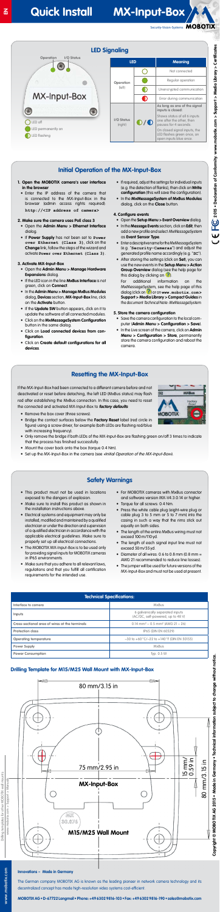# Quick Install MX-Input-Box

Security-Vision-Systems **MOBOTIX**

## LED Signaling

Operation | I/O Status

MX-Input-Box

LED off
LED permanently on
LED flashing

| LED | | Meaning |
|---|---|---|
| Operation (left) | off | Not connected |
| | on | Regular operation |
| | flashing | Unencrypted communication |
| | on | Error during communication |
| I/O Status (right) | | As long as one of the signal inputs is closed:<br>Shows status of all 6 inputs one after the other, then pauses for 4 seconds.<br>On closed signal inputs, the LED flashes green once, on open inputs blue once. |

## Initial Operation of the MX-Input-Box

**1. Open the MOBOTIX camera's user interface in the browser**

- Enter the IP address of the camera that is connected to the MX-Input-Box in the browser (admin access rights required): **http://<IP address of camera>**

**2. Make sure the camera uses PoE class 3**

- Open the **Admin Menu > Ethernet Interface** dialog.
- If **Power Supply** has not been set to **Power over Ethernet (Class 3)**, click on the **Change** link, follow the steps of the wizard and activate **Power over Ethernet (Class 3)**.

**3. Activate MX-Input-Box**

- Open the **Admin Menu > Manage Hardware Expansions** dialog.
- If the LED icon in the line **MxBus Interface** is not green, click on **Connect**.
- In the **Admin Menu > Manage MxBus Modules** dialog, **Devices** section, **MX-Input-Box** line, click on the **Activate** button.
- If the **Update SW** button appears, click on it to update the software of all connected modules.
- Click on the **MxMessageSystem Configuration** button in the same dialog.
- Click on **Load connected devices from configuration**.
- Click on **Create default configurations for all devices**.
- If required, adjust the settings for individual inputs (e.g. the detection of flanks), then click on **Write configuration** (this will save the configuration).
- In the **MxMessageSystem of MxBus Modules** dialog, click on the **Close** button.

**4. Configure events**

- Open the **Setup Menu > Event Overview** dialog.
- In the **Message Events** section, click on **Edit**, then add a new profile and select *MxMessageSystem* as **Event Sensor Type**.
- Enter a descriptive name for the MxMessageSystem (e.g. "**Security-Cameras**") and adjust the generated profile name accordingly (e.g. "SC").
- After storing the settings (click on **Set**), you can use the new events in the **Setup Menu > Action Group Overview** dialog (see the help page for this dialog by clicking on ?).
  For additional information on the MxMessageSystem, see the help page of this dialog (click on ?) or on **www.mobotix.com> Support > Media Library > Compact Guides** in the document *Technical Note: MxMessageSystem*.

**5. Store the camera configuration**

- Save the camera configuration to the local computer (**Admin Menu > Configuration > Save**).
- In the Live screen of the camera, click on **Admin Menu > Configuration > Store**, permanently store the camera configuration and reboot the camera.

## Resetting the MX-Input-Box

If the MX-Input-Box had been connected to a different camera before and not deactivated or reset before detaching, the left LED (MxBus status) may flash red after establishing the MxBus connection. In this case, you need to reset the connected and activated MX-Input-Box to *factory defaults*:

- Remove the box cover (three screws).
- Bridge the contact surfaces below the **Factory Reset** label (red circle in figure) using a screw driver, for example (both LEDs are flashing red/blue with increasing frequency).
- Only remove the bridge if both LEDs of the MX-Input-Box are flashing green on/off 3 times to indicate that the process has finished successfully.
- Mount the cover back onto the box (torque 0.4 Nm).
- Set up the MX-Input-Box in the camera (see »*Initial Operation of the MX-Input-Box*«).

## Safety Warnings

- This product must not be used in locations exposed to the dangers of explosion.
- Make sure to install this product as shown in the installation instructions above.
- Electrical systems and equipment may only be installed, modified and maintained by a qualified electrician or under the direction and supervision of a qualified electrician in accordance with the applicable electrical guidelines. Make sure to properly set up all electrical connections.
- The MOBOTIX MX-Input-Box is to be used only for providing signal inputs for MOBOTIX cameras in IP65 environments.
- Make sure that you adhere to all relevant laws, regulations and that you fulfill all certification requirements for the intended use.
- For MOBOTIX cameras with MxBus connector and software version MX-V4.3.0.14 or higher.
- Torque for all screws: 0.4 Nm.
- Press the white cable plug (eight-wire plug or cable plug 3 to 5 mm or 5 to 7 mm) into the casing in such a way that the rims stick out equally on both sides.
- The length of the entire MxBus wiring must not exceed 100 m/110 yd.
- The length of each signal input line must not exceed 50 m/55 yd.
- Diameter of all wires: 0.6 to 0.8 mm (0.8 mm = AWG 21 recommended to reduce line losses).
- The jumper will be used for future versions of the MX-Input-Box and must not be used at present.

| Technical Specifications: | |
|---|---|
| Interface to camera | MxBus |
| Inputs | 6 galvanically separated inputs (AC/DC, self-powered, up to 48 V) |
| Cross-sectional area of wires at the terminals | 0.14 mm² – 0.5 mm² (AWG 21 – 26) |
| Protection class | IP65 (DIN EN 60529) |
| Operating temperature | –30 to +60 °C/–22 to +140 °F (DIN EN 50155) |
| Power Supply | MxBus |
| Power Consumption | Typ. 0.5 W |

## Drilling Template for M15/M25 Wall Mount with MX-Input-Box

80 mm/3.15 in
75 mm/2.95 in
15 mm/0.59 in
80 mm/3.15 in
MX-Input-Box
M15/M25 Wall Mount

Drilling templates for other MOBOTIX wall mounts: www.mobotix.com > Support > Manuals

**Innovations – Made in Germany**

The German company MOBOTIX AG is known as the leading pioneer in network camera technology and its decentralized concept has made high-resolution video systems cost-efficient.

**MOBOTIX AG • D-67722 Langmeil • Phone: +49 6302 9816-103 • Fax: +49 6302 9816-190 • sales@mobotix.com**

CE FC 2015 • Declaration of Conformity: www.mobotix.com > Support > Media Library > Certificates

Copyright © MOBOTIX AG 2015 • Made in Germany • Technical information subject to change without notice.

www.mobotix.com